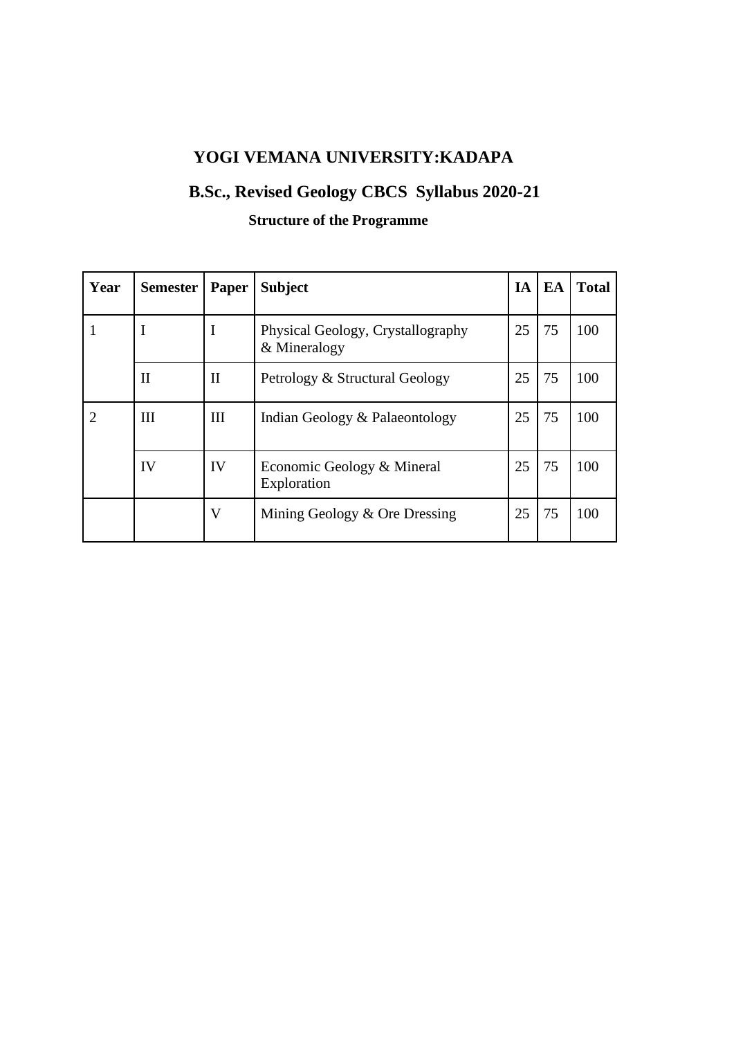# YOGI VEMANA UNIVERSITY:KADAPA

## B.Sc., Revised Geology CBCS Syllabus 2020-21

### Structure of the Programme

| Year | Semester | Paper | Subject | IA | EA | Total |
|---|---|---|---|---|---|---|
| 1 | I | I | Physical Geology, Crystallography & Mineralogy | 25 | 75 | 100 |
| | II | II | Petrology & Structural Geology | 25 | 75 | 100 |
| 2 | III | III | Indian Geology & Palaeontology | 25 | 75 | 100 |
| | IV | IV | Economic Geology & Mineral Exploration | 25 | 75 | 100 |
| | | V | Mining Geology & Ore Dressing | 25 | 75 | 100 |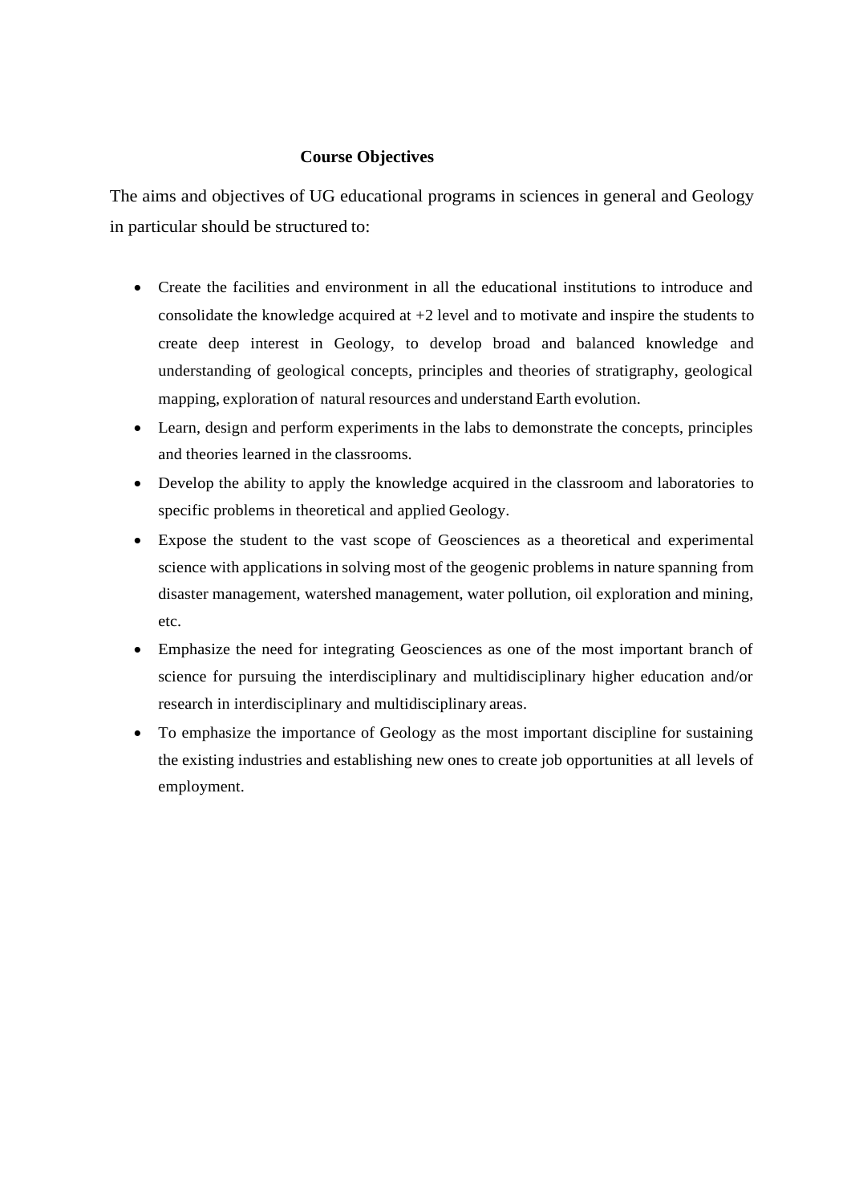## Course Objectives

The aims and objectives of UG educational programs in sciences in general and Geology in particular should be structured to:

- Create the facilities and environment in all the educational institutions to introduce and consolidate the knowledge acquired at +2 level and to motivate and inspire the students to create deep interest in Geology, to develop broad and balanced knowledge and understanding of geological concepts, principles and theories of stratigraphy, geological mapping, exploration of natural resources and understand Earth evolution.
- Learn, design and perform experiments in the labs to demonstrate the concepts, principles and theories learned in the classrooms.
- Develop the ability to apply the knowledge acquired in the classroom and laboratories to specific problems in theoretical and applied Geology.
- Expose the student to the vast scope of Geosciences as a theoretical and experimental science with applications in solving most of the geogenic problems in nature spanning from disaster management, watershed management, water pollution, oil exploration and mining, etc.
- Emphasize the need for integrating Geosciences as one of the most important branch of science for pursuing the interdisciplinary and multidisciplinary higher education and/or research in interdisciplinary and multidisciplinary areas.
- To emphasize the importance of Geology as the most important discipline for sustaining the existing industries and establishing new ones to create job opportunities at all levels of employment.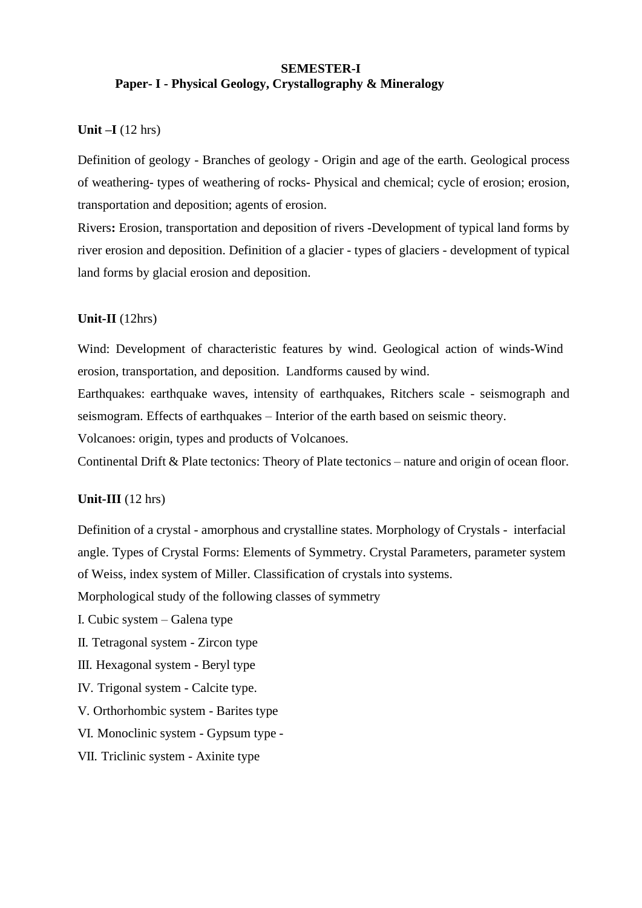## SEMESTER-I

## Paper- I - Physical Geology, Crystallography & Mineralogy

**Unit –I** (12 hrs)

Definition of geology - Branches of geology - Origin and age of the earth. Geological process of weathering- types of weathering of rocks- Physical and chemical; cycle of erosion; erosion, transportation and deposition; agents of erosion.

Rivers**:** Erosion, transportation and deposition of rivers -Development of typical land forms by river erosion and deposition. Definition of a glacier - types of glaciers - development of typical land forms by glacial erosion and deposition.

**Unit-II** (12hrs)

Wind: Development of characteristic features by wind. Geological action of winds-Wind erosion, transportation, and deposition. Landforms caused by wind.

Earthquakes: earthquake waves, intensity of earthquakes, Ritchers scale - seismograph and seismogram. Effects of earthquakes – Interior of the earth based on seismic theory.

Volcanoes: origin, types and products of Volcanoes.

Continental Drift & Plate tectonics: Theory of Plate tectonics – nature and origin of ocean floor.

**Unit-III** (12 hrs)

Definition of a crystal - amorphous and crystalline states. Morphology of Crystals - interfacial angle. Types of Crystal Forms: Elements of Symmetry. Crystal Parameters, parameter system of Weiss, index system of Miller. Classification of crystals into systems.

Morphological study of the following classes of symmetry

I. Cubic system – Galena type

II. Tetragonal system - Zircon type

III. Hexagonal system - Beryl type

IV. Trigonal system - Calcite type.

V. Orthorhombic system - Barites type

VI. Monoclinic system - Gypsum type -

VII. Triclinic system - Axinite type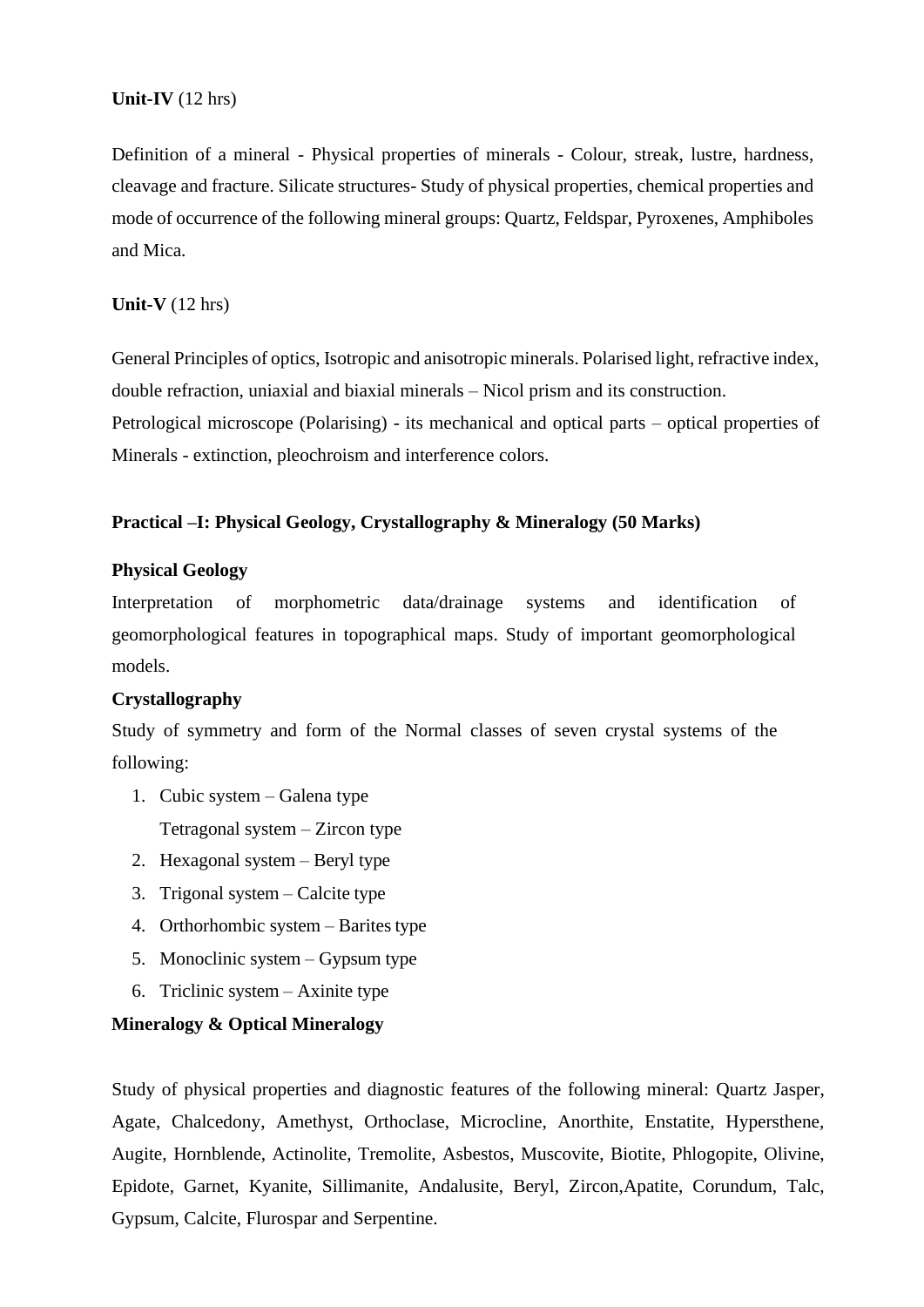**Unit-IV** (12 hrs)

Definition of a mineral - Physical properties of minerals - Colour, streak, lustre, hardness, cleavage and fracture. Silicate structures- Study of physical properties, chemical properties and mode of occurrence of the following mineral groups: Quartz, Feldspar, Pyroxenes, Amphiboles and Mica.

**Unit-V** (12 hrs)

General Principles of optics, Isotropic and anisotropic minerals. Polarised light, refractive index, double refraction, uniaxial and biaxial minerals – Nicol prism and its construction.
Petrological microscope (Polarising) - its mechanical and optical parts – optical properties of Minerals - extinction, pleochroism and interference colors.

**Practical –I: Physical Geology, Crystallography & Mineralogy (50 Marks)**

**Physical Geology**

Interpretation of morphometric data/drainage systems and identification of geomorphological features in topographical maps. Study of important geomorphological models.

**Crystallography**

Study of symmetry and form of the Normal classes of seven crystal systems of the following:

1. Cubic system – Galena type
   Tetragonal system – Zircon type
2. Hexagonal system – Beryl type
3. Trigonal system – Calcite type
4. Orthorhombic system – Barites type
5. Monoclinic system – Gypsum type
6. Triclinic system – Axinite type

**Mineralogy & Optical Mineralogy**

Study of physical properties and diagnostic features of the following mineral: Quartz Jasper, Agate, Chalcedony, Amethyst, Orthoclase, Microcline, Anorthite, Enstatite, Hypersthene, Augite, Hornblende, Actinolite, Tremolite, Asbestos, Muscovite, Biotite, Phlogopite, Olivine, Epidote, Garnet, Kyanite, Sillimanite, Andalusite, Beryl, Zircon,Apatite, Corundum, Talc, Gypsum, Calcite, Flurospar and Serpentine.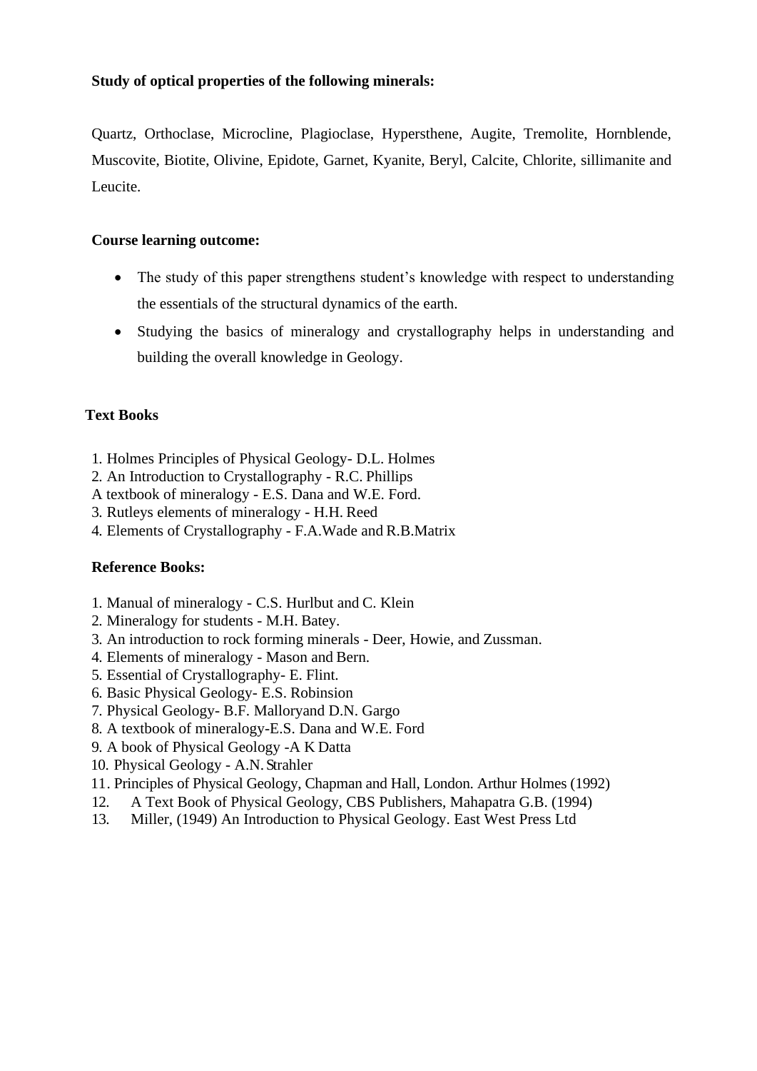**Study of optical properties of the following minerals:**

Quartz, Orthoclase, Microcline, Plagioclase, Hypersthene, Augite, Tremolite, Hornblende, Muscovite, Biotite, Olivine, Epidote, Garnet, Kyanite, Beryl, Calcite, Chlorite, sillimanite and Leucite.

**Course learning outcome:**

- The study of this paper strengthens student's knowledge with respect to understanding the essentials of the structural dynamics of the earth.
- Studying the basics of mineralogy and crystallography helps in understanding and building the overall knowledge in Geology.

**Text Books**

1. Holmes Principles of Physical Geology- D.L. Holmes
2. An Introduction to Crystallography - R.C. Phillips

A textbook of mineralogy - E.S. Dana and W.E. Ford.

3. Rutleys elements of mineralogy - H.H. Reed
4. Elements of Crystallography - F.A.Wade and R.B.Matrix

**Reference Books:**

1. Manual of mineralogy - C.S. Hurlbut and C. Klein
2. Mineralogy for students - M.H. Batey.
3. An introduction to rock forming minerals - Deer, Howie, and Zussman.
4. Elements of mineralogy - Mason and Bern.
5. Essential of Crystallography- E. Flint.
6. Basic Physical Geology- E.S. Robinsion
7. Physical Geology- B.F. Malloryand D.N. Gargo
8. A textbook of mineralogy-E.S. Dana and W.E. Ford
9. A book of Physical Geology -A K Datta
10. Physical Geology - A.N. Strahler
11. Principles of Physical Geology, Chapman and Hall, London. Arthur Holmes (1992)
12. A Text Book of Physical Geology, CBS Publishers, Mahapatra G.B. (1994)
13. Miller, (1949) An Introduction to Physical Geology. East West Press Ltd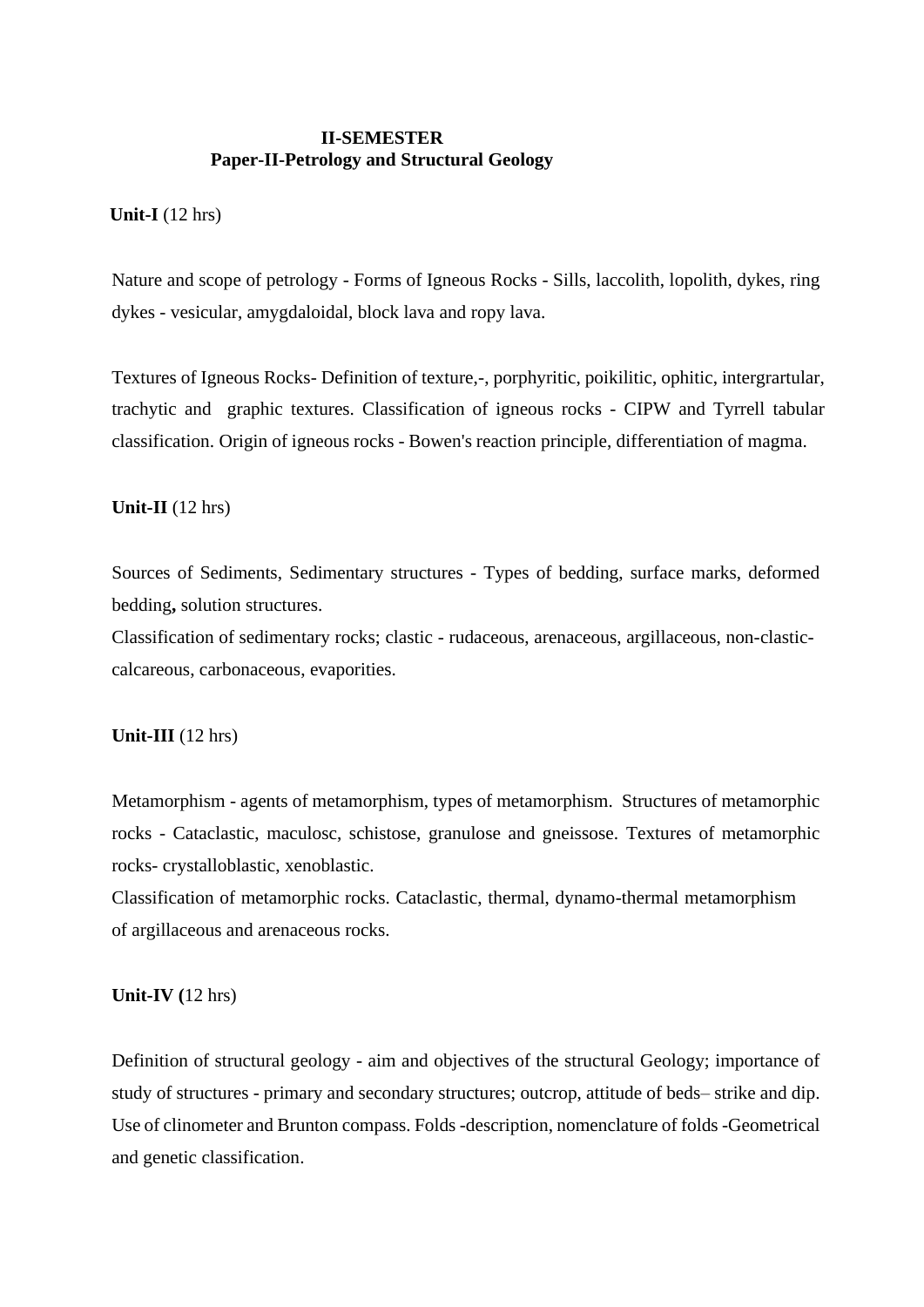## II-SEMESTER

## Paper-II-Petrology and Structural Geology

**Unit-I** (12 hrs)

Nature and scope of petrology - Forms of Igneous Rocks - Sills, laccolith, lopolith, dykes, ring dykes - vesicular, amygdaloidal, block lava and ropy lava.

Textures of Igneous Rocks- Definition of texture,-, porphyritic, poikilitic, ophitic, intergrartular, trachytic and graphic textures. Classification of igneous rocks - CIPW and Tyrrell tabular classification. Origin of igneous rocks - Bowen's reaction principle, differentiation of magma.

**Unit-II** (12 hrs)

Sources of Sediments, Sedimentary structures - Types of bedding, surface marks, deformed bedding**,** solution structures.
Classification of sedimentary rocks; clastic - rudaceous, arenaceous, argillaceous, non-clastic- calcareous, carbonaceous, evaporities.

**Unit-III** (12 hrs)

Metamorphism - agents of metamorphism, types of metamorphism. Structures of metamorphic rocks - Cataclastic, maculosc, schistose, granulose and gneissose. Textures of metamorphic rocks- crystalloblastic, xenoblastic.
Classification of metamorphic rocks. Cataclastic, thermal, dynamo-thermal metamorphism of argillaceous and arenaceous rocks.

**Unit-IV (**12 hrs)

Definition of structural geology - aim and objectives of the structural Geology; importance of study of structures - primary and secondary structures; outcrop, attitude of beds– strike and dip. Use of clinometer and Brunton compass. Folds -description, nomenclature of folds -Geometrical and genetic classification.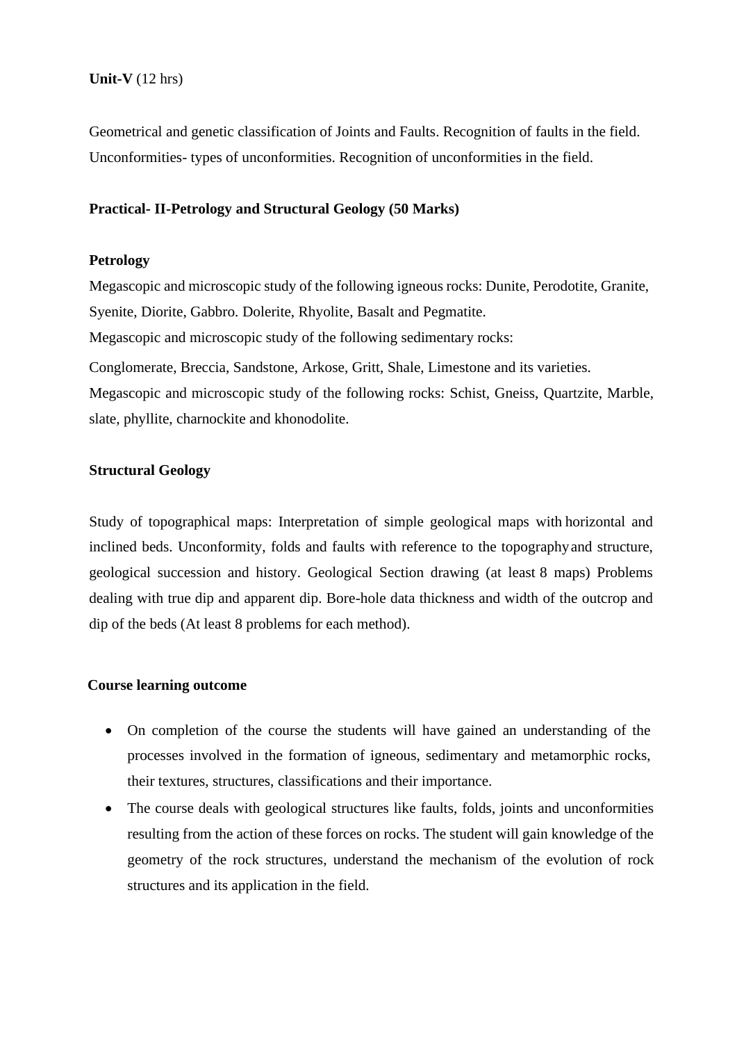**Unit-V** (12 hrs)

Geometrical and genetic classification of Joints and Faults. Recognition of faults in the field. Unconformities- types of unconformities. Recognition of unconformities in the field.

**Practical- II-Petrology and Structural Geology (50 Marks)**

**Petrology**

Megascopic and microscopic study of the following igneous rocks: Dunite, Perodotite, Granite, Syenite, Diorite, Gabbro. Dolerite, Rhyolite, Basalt and Pegmatite.

Megascopic and microscopic study of the following sedimentary rocks:

Conglomerate, Breccia, Sandstone, Arkose, Gritt, Shale, Limestone and its varieties.

Megascopic and microscopic study of the following rocks: Schist, Gneiss, Quartzite, Marble, slate, phyllite, charnockite and khonodolite.

**Structural Geology**

Study of topographical maps: Interpretation of simple geological maps with horizontal and inclined beds. Unconformity, folds and faults with reference to the topography and structure, geological succession and history. Geological Section drawing (at least 8 maps) Problems dealing with true dip and apparent dip. Bore-hole data thickness and width of the outcrop and dip of the beds (At least 8 problems for each method).

**Course learning outcome**

- On completion of the course the students will have gained an understanding of the processes involved in the formation of igneous, sedimentary and metamorphic rocks, their textures, structures, classifications and their importance.
- The course deals with geological structures like faults, folds, joints and unconformities resulting from the action of these forces on rocks. The student will gain knowledge of the geometry of the rock structures, understand the mechanism of the evolution of rock structures and its application in the field.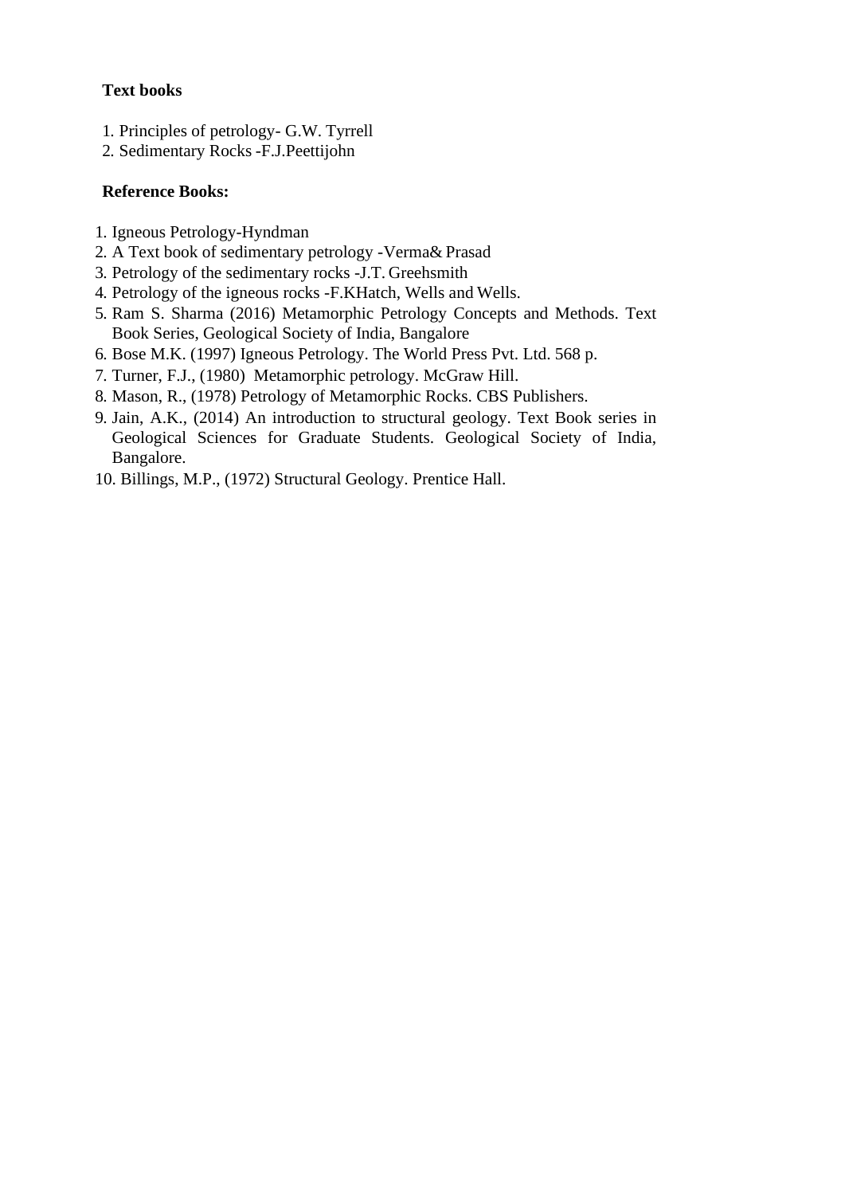**Text books**

1. Principles of petrology- G.W. Tyrrell
2. Sedimentary Rocks -F.J.Peettijohn

**Reference Books:**

1. Igneous Petrology-Hyndman
2. A Text book of sedimentary petrology -Verma& Prasad
3. Petrology of the sedimentary rocks -J.T. Greehsmith
4. Petrology of the igneous rocks -F.KHatch, Wells and Wells.
5. Ram S. Sharma (2016) Metamorphic Petrology Concepts and Methods. Text Book Series, Geological Society of India, Bangalore
6. Bose M.K. (1997) Igneous Petrology. The World Press Pvt. Ltd. 568 p.
7. Turner, F.J., (1980) Metamorphic petrology. McGraw Hill.
8. Mason, R., (1978) Petrology of Metamorphic Rocks. CBS Publishers.
9. Jain, A.K., (2014) An introduction to structural geology. Text Book series in Geological Sciences for Graduate Students. Geological Society of India, Bangalore.
10. Billings, M.P., (1972) Structural Geology. Prentice Hall.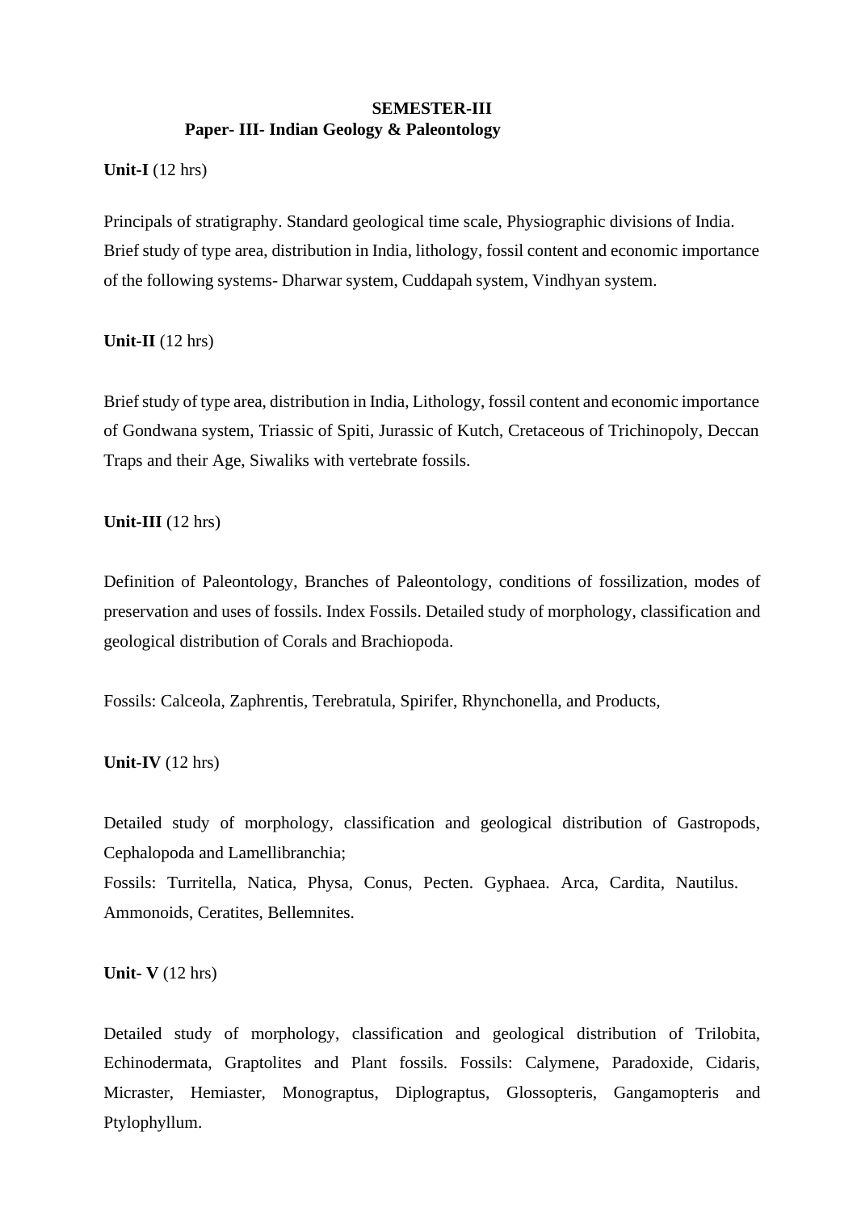# SEMESTER-III

## Paper- III- Indian Geology & Paleontology

**Unit-I** (12 hrs)

Principals of stratigraphy. Standard geological time scale, Physiographic divisions of India. Brief study of type area, distribution in India, lithology, fossil content and economic importance of the following systems- Dharwar system, Cuddapah system, Vindhyan system.

**Unit-II** (12 hrs)

Brief study of type area, distribution in India, Lithology, fossil content and economic importance of Gondwana system, Triassic of Spiti, Jurassic of Kutch, Cretaceous of Trichinopoly, Deccan Traps and their Age, Siwaliks with vertebrate fossils.

**Unit-III** (12 hrs)

Definition of Paleontology, Branches of Paleontology, conditions of fossilization, modes of preservation and uses of fossils. Index Fossils. Detailed study of morphology, classification and geological distribution of Corals and Brachiopoda.

Fossils: Calceola, Zaphrentis, Terebratula, Spirifer, Rhynchonella, and Products,

**Unit-IV** (12 hrs)

Detailed study of morphology, classification and geological distribution of Gastropods, Cephalopoda and Lamellibranchia;
Fossils: Turritella, Natica, Physa, Conus, Pecten. Gyphaea. Arca, Cardita, Nautilus. Ammonoids, Ceratites, Bellemnites.

**Unit- V** (12 hrs)

Detailed study of morphology, classification and geological distribution of Trilobita, Echinodermata, Graptolites and Plant fossils. Fossils: Calymene, Paradoxide, Cidaris, Micraster, Hemiaster, Monograptus, Diplograptus, Glossopteris, Gangamopteris and Ptylophyllum.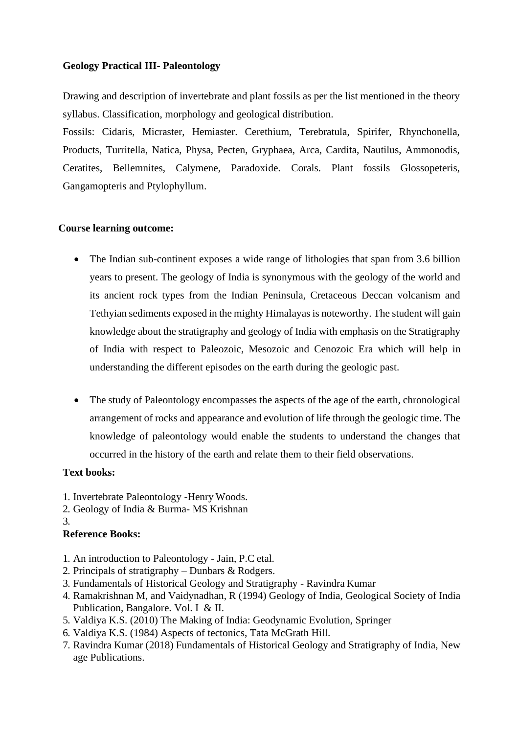**Geology Practical III- Paleontology**

Drawing and description of invertebrate and plant fossils as per the list mentioned in the theory syllabus. Classification, morphology and geological distribution.

Fossils: Cidaris, Micraster, Hemiaster. Cerethium, Terebratula, Spirifer, Rhynchonella, Products, Turritella, Natica, Physa, Pecten, Gryphaea, Arca, Cardita, Nautilus, Ammonodis, Ceratites, Bellemnites, Calymene, Paradoxide. Corals. Plant fossils Glossopeteris, Gangamopteris and Ptylophyllum.

**Course learning outcome:**

- The Indian sub-continent exposes a wide range of lithologies that span from 3.6 billion years to present. The geology of India is synonymous with the geology of the world and its ancient rock types from the Indian Peninsula, Cretaceous Deccan volcanism and Tethyian sediments exposed in the mighty Himalayas is noteworthy. The student will gain knowledge about the stratigraphy and geology of India with emphasis on the Stratigraphy of India with respect to Paleozoic, Mesozoic and Cenozoic Era which will help in understanding the different episodes on the earth during the geologic past.

- The study of Paleontology encompasses the aspects of the age of the earth, chronological arrangement of rocks and appearance and evolution of life through the geologic time. The knowledge of paleontology would enable the students to understand the changes that occurred in the history of the earth and relate them to their field observations.

**Text books:**

1. Invertebrate Paleontology -Henry Woods.
2. Geology of India & Burma- MS Krishnan
3.

**Reference Books:**

1. An introduction to Paleontology - Jain, P.C etal.
2. Principals of stratigraphy – Dunbars & Rodgers.
3. Fundamentals of Historical Geology and Stratigraphy - Ravindra Kumar
4. Ramakrishnan M, and Vaidynadhan, R (1994) Geology of India, Geological Society of India Publication, Bangalore. Vol. I & II.
5. Valdiya K.S. (2010) The Making of India: Geodynamic Evolution, Springer
6. Valdiya K.S. (1984) Aspects of tectonics, Tata McGrath Hill.
7. Ravindra Kumar (2018) Fundamentals of Historical Geology and Stratigraphy of India, New age Publications.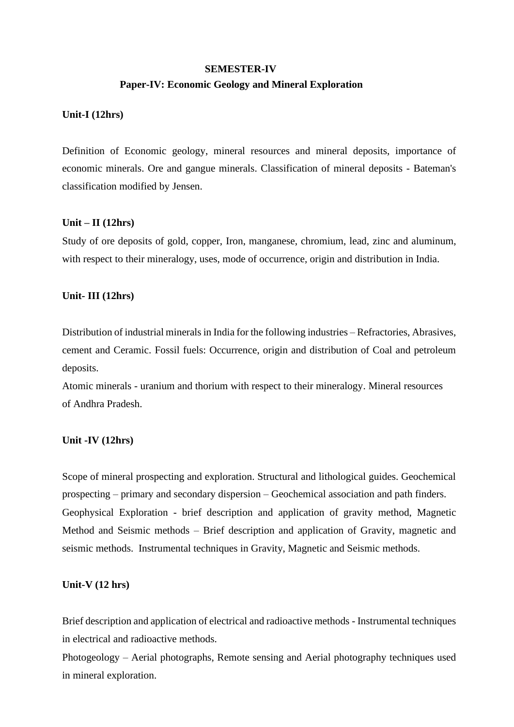**SEMESTER-IV**

**Paper-IV: Economic Geology and Mineral Exploration**

**Unit-I (12hrs)**

Definition of Economic geology, mineral resources and mineral deposits, importance of economic minerals. Ore and gangue minerals. Classification of mineral deposits - Bateman's classification modified by Jensen.

**Unit – II (12hrs)**

Study of ore deposits of gold, copper, Iron, manganese, chromium, lead, zinc and aluminum, with respect to their mineralogy, uses, mode of occurrence, origin and distribution in India.

**Unit- III (12hrs)**

Distribution of industrial minerals in India for the following industries – Refractories, Abrasives, cement and Ceramic. Fossil fuels: Occurrence, origin and distribution of Coal and petroleum deposits.

Atomic minerals - uranium and thorium with respect to their mineralogy. Mineral resources of Andhra Pradesh.

**Unit -IV (12hrs)**

Scope of mineral prospecting and exploration. Structural and lithological guides. Geochemical prospecting – primary and secondary dispersion – Geochemical association and path finders. Geophysical Exploration - brief description and application of gravity method, Magnetic Method and Seismic methods – Brief description and application of Gravity, magnetic and seismic methods. Instrumental techniques in Gravity, Magnetic and Seismic methods.

**Unit-V (12 hrs)**

Brief description and application of electrical and radioactive methods - Instrumental techniques in electrical and radioactive methods.

Photogeology – Aerial photographs, Remote sensing and Aerial photography techniques used in mineral exploration.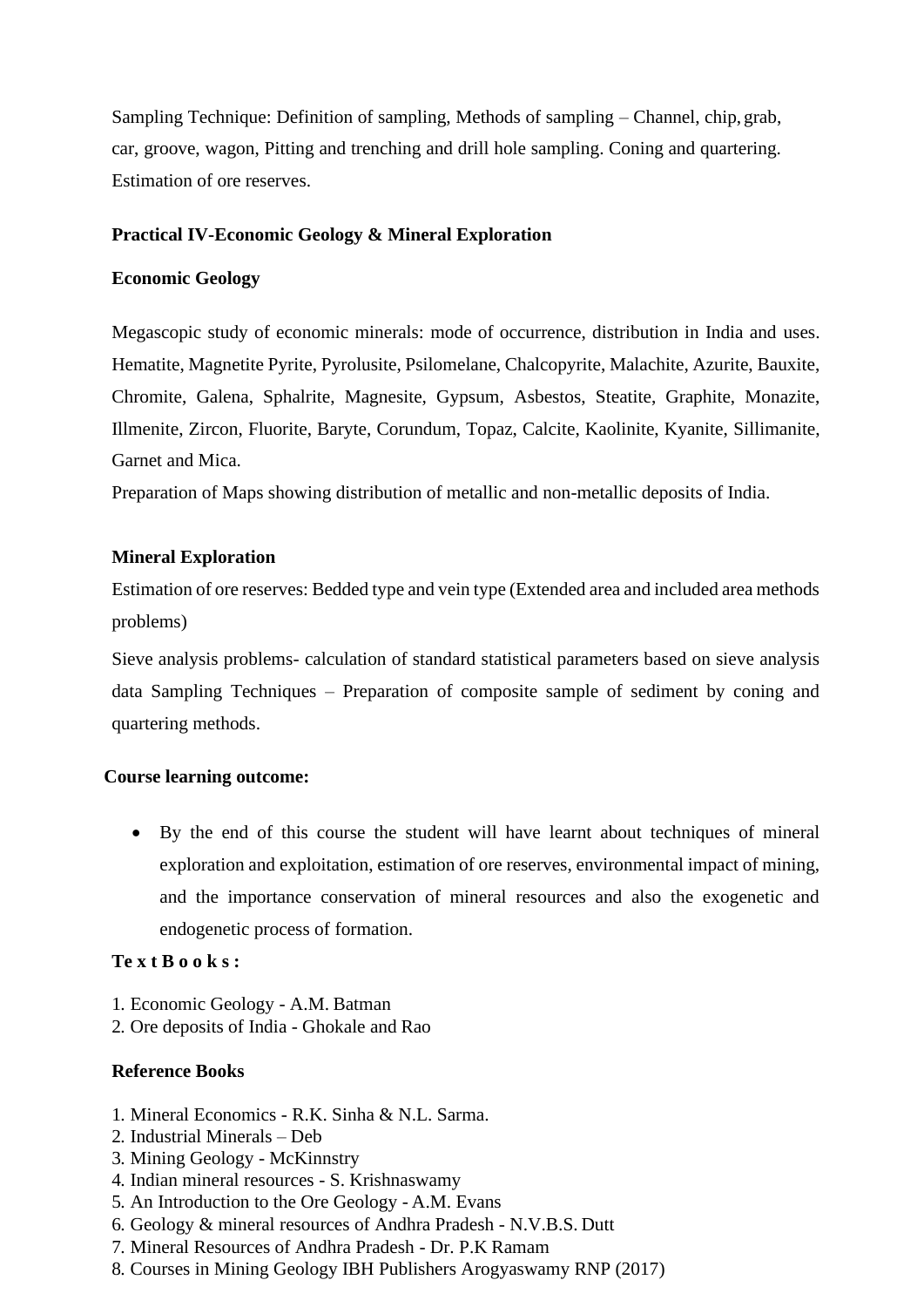Sampling Technique: Definition of sampling, Methods of sampling – Channel, chip, grab, car, groove, wagon, Pitting and trenching and drill hole sampling. Coning and quartering. Estimation of ore reserves.

**Practical IV-Economic Geology & Mineral Exploration**

**Economic Geology**

Megascopic study of economic minerals: mode of occurrence, distribution in India and uses. Hematite, Magnetite Pyrite, Pyrolusite, Psilomelane, Chalcopyrite, Malachite, Azurite, Bauxite, Chromite, Galena, Sphalrite, Magnesite, Gypsum, Asbestos, Steatite, Graphite, Monazite, Illmenite, Zircon, Fluorite, Baryte, Corundum, Topaz, Calcite, Kaolinite, Kyanite, Sillimanite, Garnet and Mica.
Preparation of Maps showing distribution of metallic and non-metallic deposits of India.

**Mineral Exploration**

Estimation of ore reserves: Bedded type and vein type (Extended area and included area methods problems)

Sieve analysis problems- calculation of standard statistical parameters based on sieve analysis data Sampling Techniques – Preparation of composite sample of sediment by coning and quartering methods.

**Course learning outcome:**

- By the end of this course the student will have learnt about techniques of mineral exploration and exploitation, estimation of ore reserves, environmental impact of mining, and the importance conservation of mineral resources and also the exogenetic and endogenetic process of formation.

**Te x t B o o k s :**

1. Economic Geology - A.M. Batman
2. Ore deposits of India - Ghokale and Rao

**Reference Books**

1. Mineral Economics - R.K. Sinha & N.L. Sarma.
2. Industrial Minerals – Deb
3. Mining Geology - McKinnstry
4. Indian mineral resources - S. Krishnaswamy
5. An Introduction to the Ore Geology - A.M. Evans
6. Geology & mineral resources of Andhra Pradesh - N.V.B.S. Dutt
7. Mineral Resources of Andhra Pradesh - Dr. P.K Ramam
8. Courses in Mining Geology IBH Publishers Arogyaswamy RNP (2017)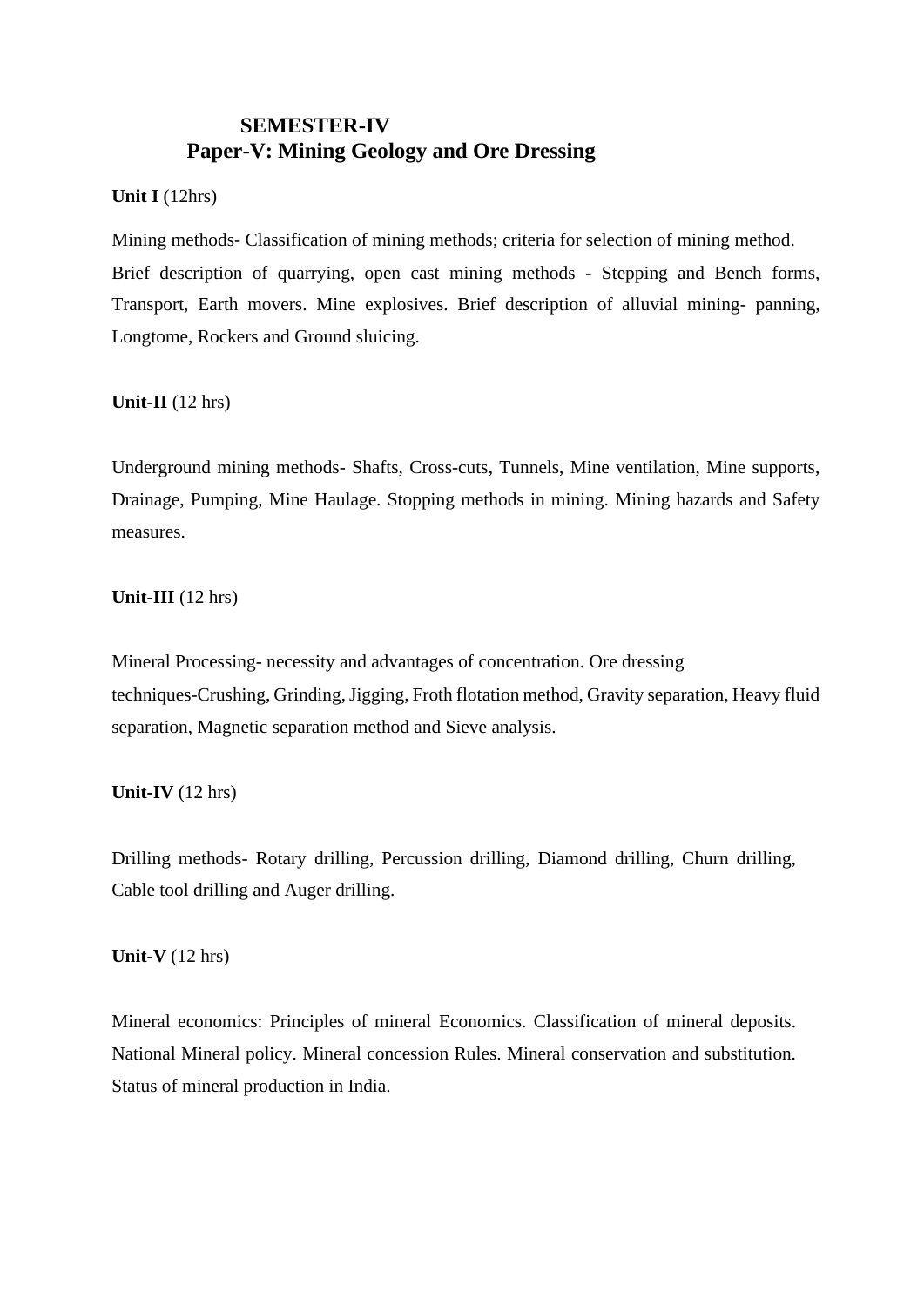## SEMESTER-IV

## Paper-V: Mining Geology and Ore Dressing

**Unit I** (12hrs)

Mining methods- Classification of mining methods; criteria for selection of mining method. Brief description of quarrying, open cast mining methods - Stepping and Bench forms, Transport, Earth movers. Mine explosives. Brief description of alluvial mining- panning, Longtome, Rockers and Ground sluicing.

**Unit-II** (12 hrs)

Underground mining methods- Shafts, Cross-cuts, Tunnels, Mine ventilation, Mine supports, Drainage, Pumping, Mine Haulage. Stopping methods in mining. Mining hazards and Safety measures.

**Unit-III** (12 hrs)

Mineral Processing- necessity and advantages of concentration. Ore dressing techniques-Crushing, Grinding, Jigging, Froth flotation method, Gravity separation, Heavy fluid separation, Magnetic separation method and Sieve analysis.

**Unit-IV** (12 hrs)

Drilling methods- Rotary drilling, Percussion drilling, Diamond drilling, Churn drilling, Cable tool drilling and Auger drilling.

**Unit-V** (12 hrs)

Mineral economics: Principles of mineral Economics. Classification of mineral deposits. National Mineral policy. Mineral concession Rules. Mineral conservation and substitution. Status of mineral production in India.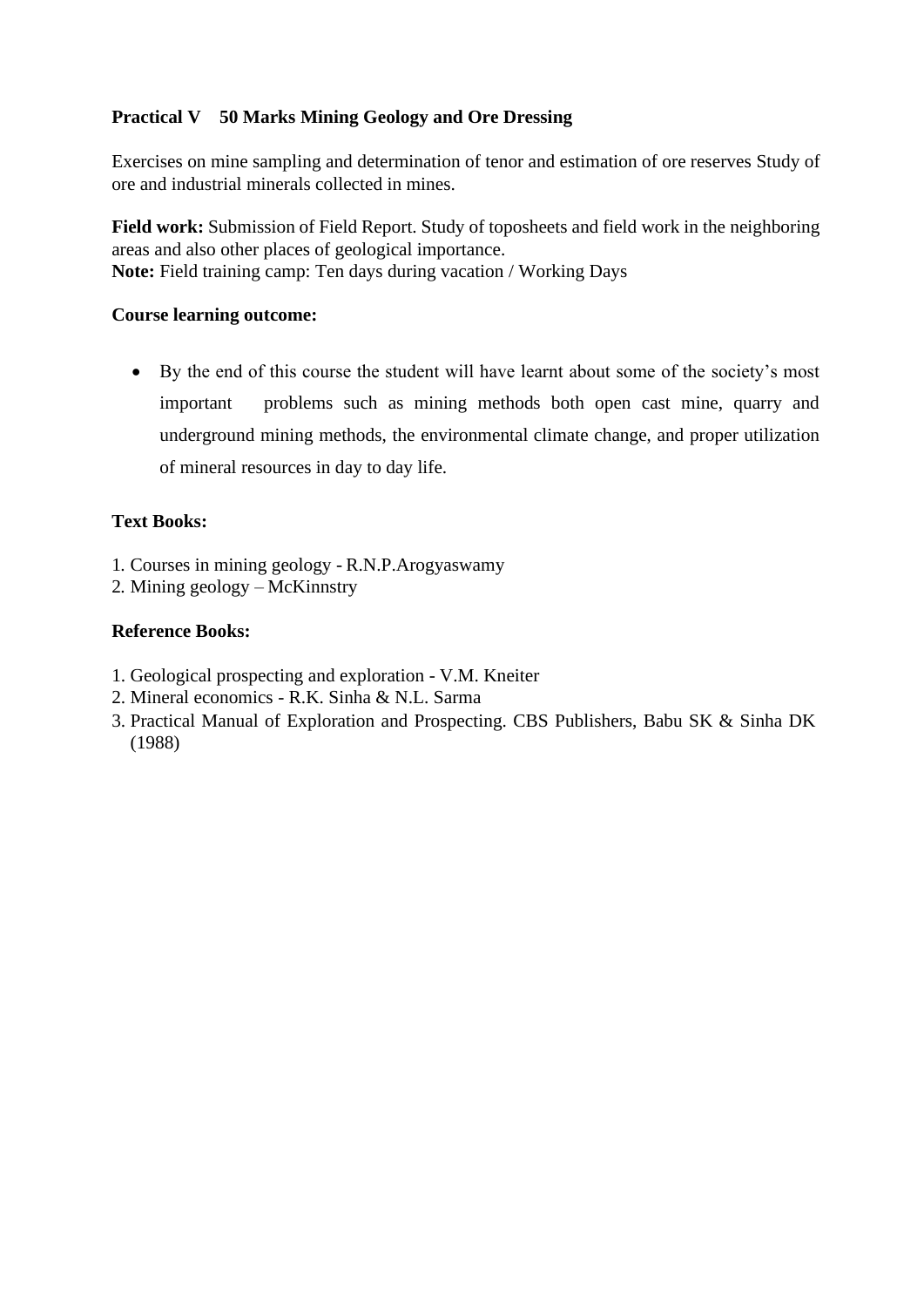**Practical V 50 Marks Mining Geology and Ore Dressing**

Exercises on mine sampling and determination of tenor and estimation of ore reserves Study of ore and industrial minerals collected in mines.

**Field work:** Submission of Field Report. Study of toposheets and field work in the neighboring areas and also other places of geological importance.
**Note:** Field training camp: Ten days during vacation / Working Days

**Course learning outcome:**

- By the end of this course the student will have learnt about some of the society's most important problems such as mining methods both open cast mine, quarry and underground mining methods, the environmental climate change, and proper utilization of mineral resources in day to day life.

**Text Books:**

1. Courses in mining geology - R.N.P.Arogyaswamy
2. Mining geology – McKinnstry

**Reference Books:**

1. Geological prospecting and exploration - V.M. Kneiter
2. Mineral economics - R.K. Sinha & N.L. Sarma
3. Practical Manual of Exploration and Prospecting. CBS Publishers, Babu SK & Sinha DK (1988)